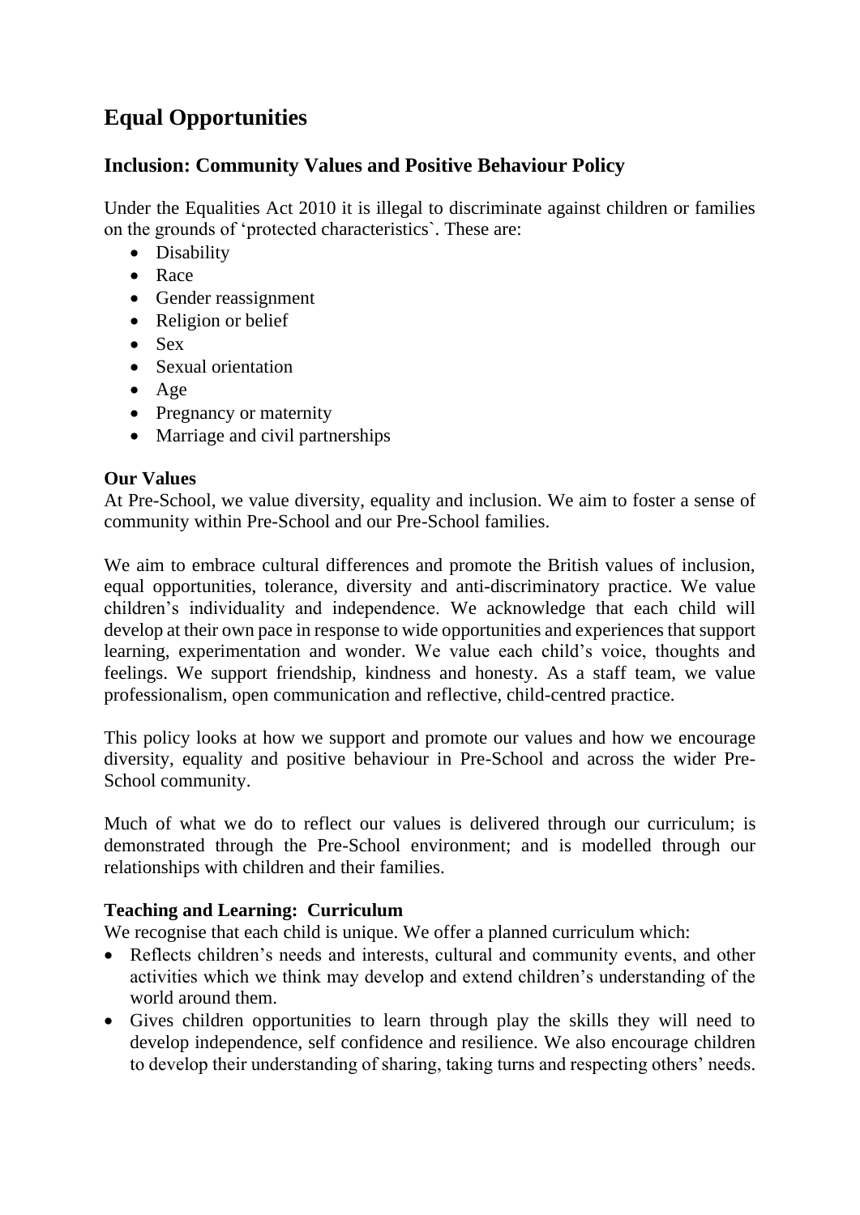# Equal Opportunities

## Inclusion: Community Values and Positive Behaviour Policy

Under the Equalities Act 2010 it is illegal to discriminate against children or families on the grounds of 'protected characteristics`. These are:

- Disability
- Race
- Gender reassignment
- Religion or belief
- Sex
- Sexual orientation
- Age
- Pregnancy or maternity
- Marriage and civil partnerships

**Our Values**

At Pre-School, we value diversity, equality and inclusion. We aim to foster a sense of community within Pre-School and our Pre-School families.

We aim to embrace cultural differences and promote the British values of inclusion, equal opportunities, tolerance, diversity and anti-discriminatory practice. We value children's individuality and independence. We acknowledge that each child will develop at their own pace in response to wide opportunities and experiences that support learning, experimentation and wonder. We value each child's voice, thoughts and feelings. We support friendship, kindness and honesty. As a staff team, we value professionalism, open communication and reflective, child-centred practice.

This policy looks at how we support and promote our values and how we encourage diversity, equality and positive behaviour in Pre-School and across the wider Pre-School community.

Much of what we do to reflect our values is delivered through our curriculum; is demonstrated through the Pre-School environment; and is modelled through our relationships with children and their families.

**Teaching and Learning: Curriculum**

We recognise that each child is unique. We offer a planned curriculum which:

- Reflects children's needs and interests, cultural and community events, and other activities which we think may develop and extend children's understanding of the world around them.
- Gives children opportunities to learn through play the skills they will need to develop independence, self confidence and resilience. We also encourage children to develop their understanding of sharing, taking turns and respecting others' needs.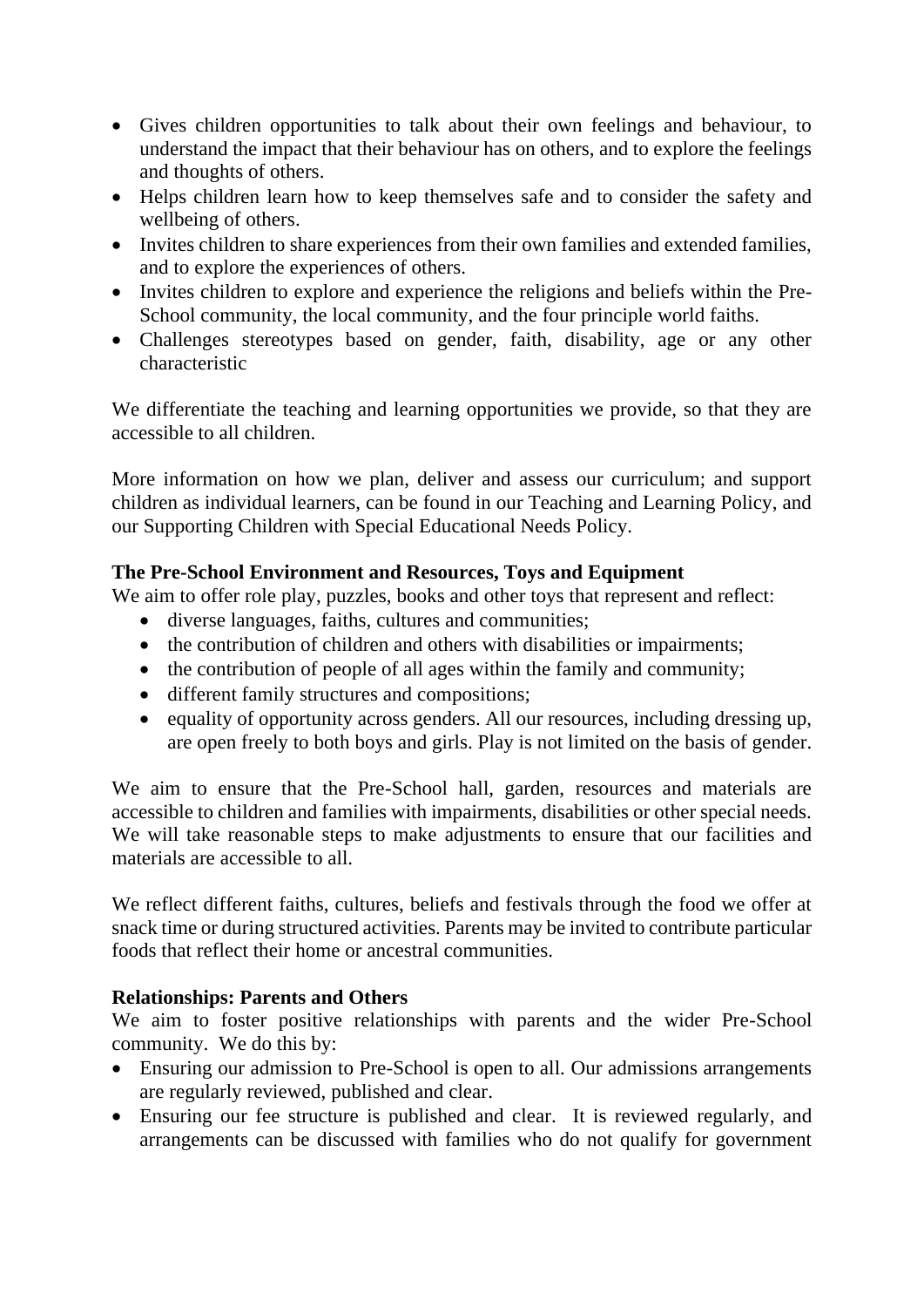- Gives children opportunities to talk about their own feelings and behaviour, to understand the impact that their behaviour has on others, and to explore the feelings and thoughts of others.
- Helps children learn how to keep themselves safe and to consider the safety and wellbeing of others.
- Invites children to share experiences from their own families and extended families, and to explore the experiences of others.
- Invites children to explore and experience the religions and beliefs within the Pre-School community, the local community, and the four principle world faiths.
- Challenges stereotypes based on gender, faith, disability, age or any other characteristic

We differentiate the teaching and learning opportunities we provide, so that they are accessible to all children.

More information on how we plan, deliver and assess our curriculum; and support children as individual learners, can be found in our Teaching and Learning Policy, and our Supporting Children with Special Educational Needs Policy.

**The Pre-School Environment and Resources, Toys and Equipment**

We aim to offer role play, puzzles, books and other toys that represent and reflect:

- diverse languages, faiths, cultures and communities;
- the contribution of children and others with disabilities or impairments;
- the contribution of people of all ages within the family and community;
- different family structures and compositions;
- equality of opportunity across genders. All our resources, including dressing up, are open freely to both boys and girls. Play is not limited on the basis of gender.

We aim to ensure that the Pre-School hall, garden, resources and materials are accessible to children and families with impairments, disabilities or other special needs. We will take reasonable steps to make adjustments to ensure that our facilities and materials are accessible to all.

We reflect different faiths, cultures, beliefs and festivals through the food we offer at snack time or during structured activities. Parents may be invited to contribute particular foods that reflect their home or ancestral communities.

**Relationships: Parents and Others**

We aim to foster positive relationships with parents and the wider Pre-School community. We do this by:

- Ensuring our admission to Pre-School is open to all. Our admissions arrangements are regularly reviewed, published and clear.
- Ensuring our fee structure is published and clear. It is reviewed regularly, and arrangements can be discussed with families who do not qualify for government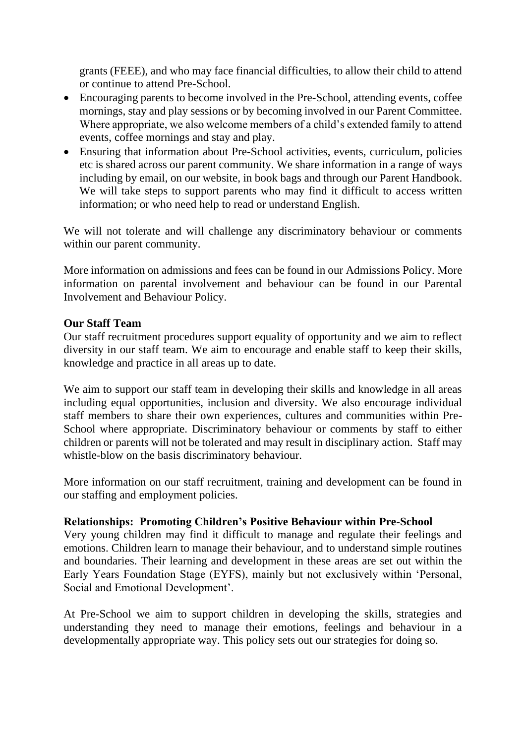grants (FEEE), and who may face financial difficulties, to allow their child to attend or continue to attend Pre-School.

- Encouraging parents to become involved in the Pre-School, attending events, coffee mornings, stay and play sessions or by becoming involved in our Parent Committee. Where appropriate, we also welcome members of a child's extended family to attend events, coffee mornings and stay and play.
- Ensuring that information about Pre-School activities, events, curriculum, policies etc is shared across our parent community. We share information in a range of ways including by email, on our website, in book bags and through our Parent Handbook. We will take steps to support parents who may find it difficult to access written information; or who need help to read or understand English.

We will not tolerate and will challenge any discriminatory behaviour or comments within our parent community.

More information on admissions and fees can be found in our Admissions Policy. More information on parental involvement and behaviour can be found in our Parental Involvement and Behaviour Policy.

**Our Staff Team**

Our staff recruitment procedures support equality of opportunity and we aim to reflect diversity in our staff team. We aim to encourage and enable staff to keep their skills, knowledge and practice in all areas up to date.

We aim to support our staff team in developing their skills and knowledge in all areas including equal opportunities, inclusion and diversity. We also encourage individual staff members to share their own experiences, cultures and communities within Pre-School where appropriate. Discriminatory behaviour or comments by staff to either children or parents will not be tolerated and may result in disciplinary action. Staff may whistle-blow on the basis discriminatory behaviour.

More information on our staff recruitment, training and development can be found in our staffing and employment policies.

**Relationships: Promoting Children's Positive Behaviour within Pre-School**

Very young children may find it difficult to manage and regulate their feelings and emotions. Children learn to manage their behaviour, and to understand simple routines and boundaries. Their learning and development in these areas are set out within the Early Years Foundation Stage (EYFS), mainly but not exclusively within 'Personal, Social and Emotional Development'.

At Pre-School we aim to support children in developing the skills, strategies and understanding they need to manage their emotions, feelings and behaviour in a developmentally appropriate way. This policy sets out our strategies for doing so.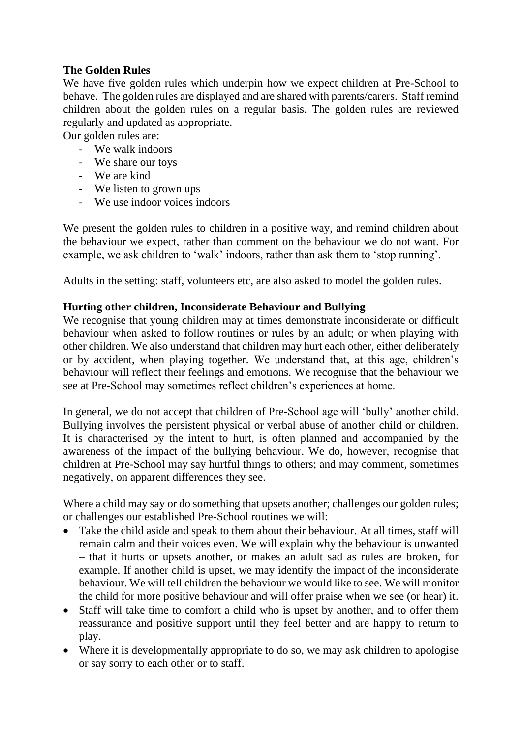**The Golden Rules**

We have five golden rules which underpin how we expect children at Pre-School to behave. The golden rules are displayed and are shared with parents/carers. Staff remind children about the golden rules on a regular basis. The golden rules are reviewed regularly and updated as appropriate.

Our golden rules are:

- We walk indoors
- We share our toys
- We are kind
- We listen to grown ups
- We use indoor voices indoors

We present the golden rules to children in a positive way, and remind children about the behaviour we expect, rather than comment on the behaviour we do not want. For example, we ask children to 'walk' indoors, rather than ask them to 'stop running'.

Adults in the setting: staff, volunteers etc, are also asked to model the golden rules.

**Hurting other children, Inconsiderate Behaviour and Bullying**

We recognise that young children may at times demonstrate inconsiderate or difficult behaviour when asked to follow routines or rules by an adult; or when playing with other children. We also understand that children may hurt each other, either deliberately or by accident, when playing together. We understand that, at this age, children's behaviour will reflect their feelings and emotions. We recognise that the behaviour we see at Pre-School may sometimes reflect children's experiences at home.

In general, we do not accept that children of Pre-School age will 'bully' another child. Bullying involves the persistent physical or verbal abuse of another child or children. It is characterised by the intent to hurt, is often planned and accompanied by the awareness of the impact of the bullying behaviour. We do, however, recognise that children at Pre-School may say hurtful things to others; and may comment, sometimes negatively, on apparent differences they see.

Where a child may say or do something that upsets another; challenges our golden rules; or challenges our established Pre-School routines we will:

- Take the child aside and speak to them about their behaviour. At all times, staff will remain calm and their voices even. We will explain why the behaviour is unwanted – that it hurts or upsets another, or makes an adult sad as rules are broken, for example. If another child is upset, we may identify the impact of the inconsiderate behaviour. We will tell children the behaviour we would like to see. We will monitor the child for more positive behaviour and will offer praise when we see (or hear) it.
- Staff will take time to comfort a child who is upset by another, and to offer them reassurance and positive support until they feel better and are happy to return to play.
- Where it is developmentally appropriate to do so, we may ask children to apologise or say sorry to each other or to staff.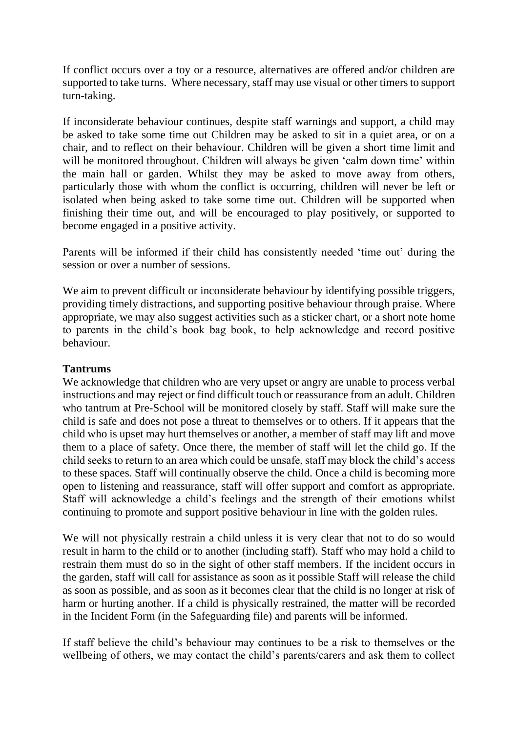If conflict occurs over a toy or a resource, alternatives are offered and/or children are supported to take turns. Where necessary, staff may use visual or other timers to support turn-taking.

If inconsiderate behaviour continues, despite staff warnings and support, a child may be asked to take some time out Children may be asked to sit in a quiet area, or on a chair, and to reflect on their behaviour. Children will be given a short time limit and will be monitored throughout. Children will always be given 'calm down time' within the main hall or garden. Whilst they may be asked to move away from others, particularly those with whom the conflict is occurring, children will never be left or isolated when being asked to take some time out. Children will be supported when finishing their time out, and will be encouraged to play positively, or supported to become engaged in a positive activity.

Parents will be informed if their child has consistently needed 'time out' during the session or over a number of sessions.

We aim to prevent difficult or inconsiderate behaviour by identifying possible triggers, providing timely distractions, and supporting positive behaviour through praise. Where appropriate, we may also suggest activities such as a sticker chart, or a short note home to parents in the child's book bag book, to help acknowledge and record positive behaviour.

**Tantrums**

We acknowledge that children who are very upset or angry are unable to process verbal instructions and may reject or find difficult touch or reassurance from an adult. Children who tantrum at Pre-School will be monitored closely by staff. Staff will make sure the child is safe and does not pose a threat to themselves or to others. If it appears that the child who is upset may hurt themselves or another, a member of staff may lift and move them to a place of safety. Once there, the member of staff will let the child go. If the child seeks to return to an area which could be unsafe, staff may block the child's access to these spaces. Staff will continually observe the child. Once a child is becoming more open to listening and reassurance, staff will offer support and comfort as appropriate. Staff will acknowledge a child's feelings and the strength of their emotions whilst continuing to promote and support positive behaviour in line with the golden rules.

We will not physically restrain a child unless it is very clear that not to do so would result in harm to the child or to another (including staff). Staff who may hold a child to restrain them must do so in the sight of other staff members. If the incident occurs in the garden, staff will call for assistance as soon as it possible Staff will release the child as soon as possible, and as soon as it becomes clear that the child is no longer at risk of harm or hurting another. If a child is physically restrained, the matter will be recorded in the Incident Form (in the Safeguarding file) and parents will be informed.

If staff believe the child's behaviour may continues to be a risk to themselves or the wellbeing of others, we may contact the child's parents/carers and ask them to collect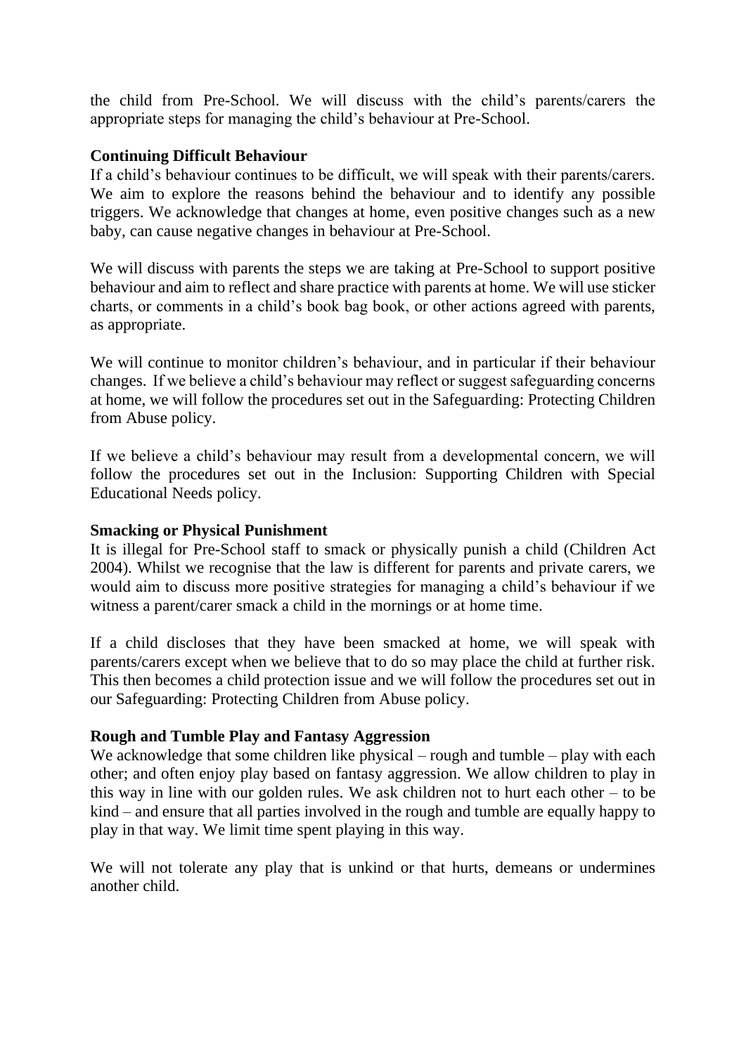the child from Pre-School. We will discuss with the child's parents/carers the appropriate steps for managing the child's behaviour at Pre-School.

**Continuing Difficult Behaviour**

If a child's behaviour continues to be difficult, we will speak with their parents/carers. We aim to explore the reasons behind the behaviour and to identify any possible triggers. We acknowledge that changes at home, even positive changes such as a new baby, can cause negative changes in behaviour at Pre-School.

We will discuss with parents the steps we are taking at Pre-School to support positive behaviour and aim to reflect and share practice with parents at home. We will use sticker charts, or comments in a child's book bag book, or other actions agreed with parents, as appropriate.

We will continue to monitor children's behaviour, and in particular if their behaviour changes. If we believe a child's behaviour may reflect or suggest safeguarding concerns at home, we will follow the procedures set out in the Safeguarding: Protecting Children from Abuse policy.

If we believe a child's behaviour may result from a developmental concern, we will follow the procedures set out in the Inclusion: Supporting Children with Special Educational Needs policy.

**Smacking or Physical Punishment**

It is illegal for Pre-School staff to smack or physically punish a child (Children Act 2004). Whilst we recognise that the law is different for parents and private carers, we would aim to discuss more positive strategies for managing a child's behaviour if we witness a parent/carer smack a child in the mornings or at home time.

If a child discloses that they have been smacked at home, we will speak with parents/carers except when we believe that to do so may place the child at further risk. This then becomes a child protection issue and we will follow the procedures set out in our Safeguarding: Protecting Children from Abuse policy.

**Rough and Tumble Play and Fantasy Aggression**

We acknowledge that some children like physical – rough and tumble – play with each other; and often enjoy play based on fantasy aggression. We allow children to play in this way in line with our golden rules. We ask children not to hurt each other – to be kind – and ensure that all parties involved in the rough and tumble are equally happy to play in that way. We limit time spent playing in this way.

We will not tolerate any play that is unkind or that hurts, demeans or undermines another child.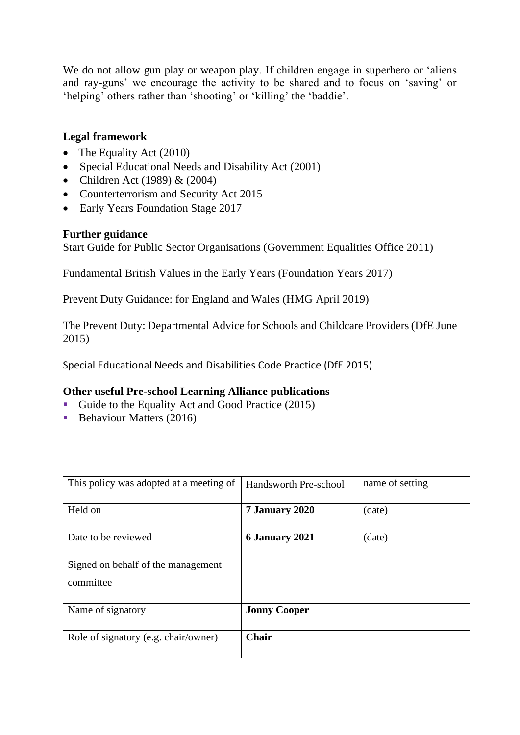We do not allow gun play or weapon play. If children engage in superhero or 'aliens and ray-guns' we encourage the activity to be shared and to focus on 'saving' or 'helping' others rather than 'shooting' or 'killing' the 'baddie'.

**Legal framework**

- The Equality Act (2010)
- Special Educational Needs and Disability Act (2001)
- Children Act (1989) & (2004)
- Counterterrorism and Security Act 2015
- Early Years Foundation Stage 2017

**Further guidance**

Start Guide for Public Sector Organisations (Government Equalities Office 2011)

Fundamental British Values in the Early Years (Foundation Years 2017)

Prevent Duty Guidance: for England and Wales (HMG April 2019)

The Prevent Duty: Departmental Advice for Schools and Childcare Providers (DfE June 2015)

Special Educational Needs and Disabilities Code Practice (DfE 2015)

**Other useful Pre-school Learning Alliance publications**

- Guide to the Equality Act and Good Practice (2015)
- Behaviour Matters (2016)

| | | |
|---|---|---|
| This policy was adopted at a meeting of | Handsworth Pre-school | name of setting |
| Held on | **7 January 2020** | (date) |
| Date to be reviewed | **6 January 2021** | (date) |
| Signed on behalf of the management committee | | |
| Name of signatory | **Jonny Cooper** | |
| Role of signatory (e.g. chair/owner) | **Chair** | |